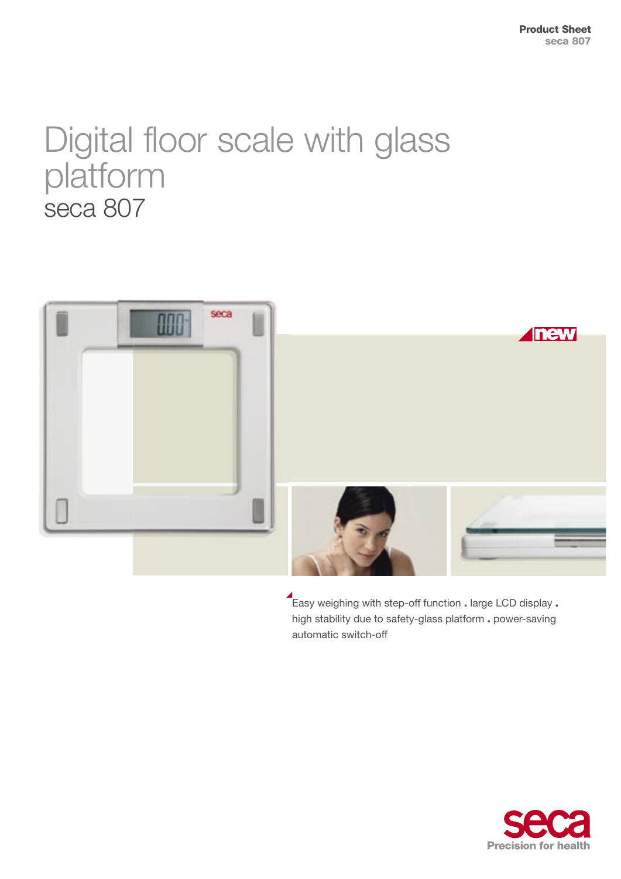# Digital floor scale with glass platform

## seca 807

new

Easy weighing with step-off function . large LCD display . high stability due to safety-glass platform . power-saving automatic switch-off

seca

Precision for health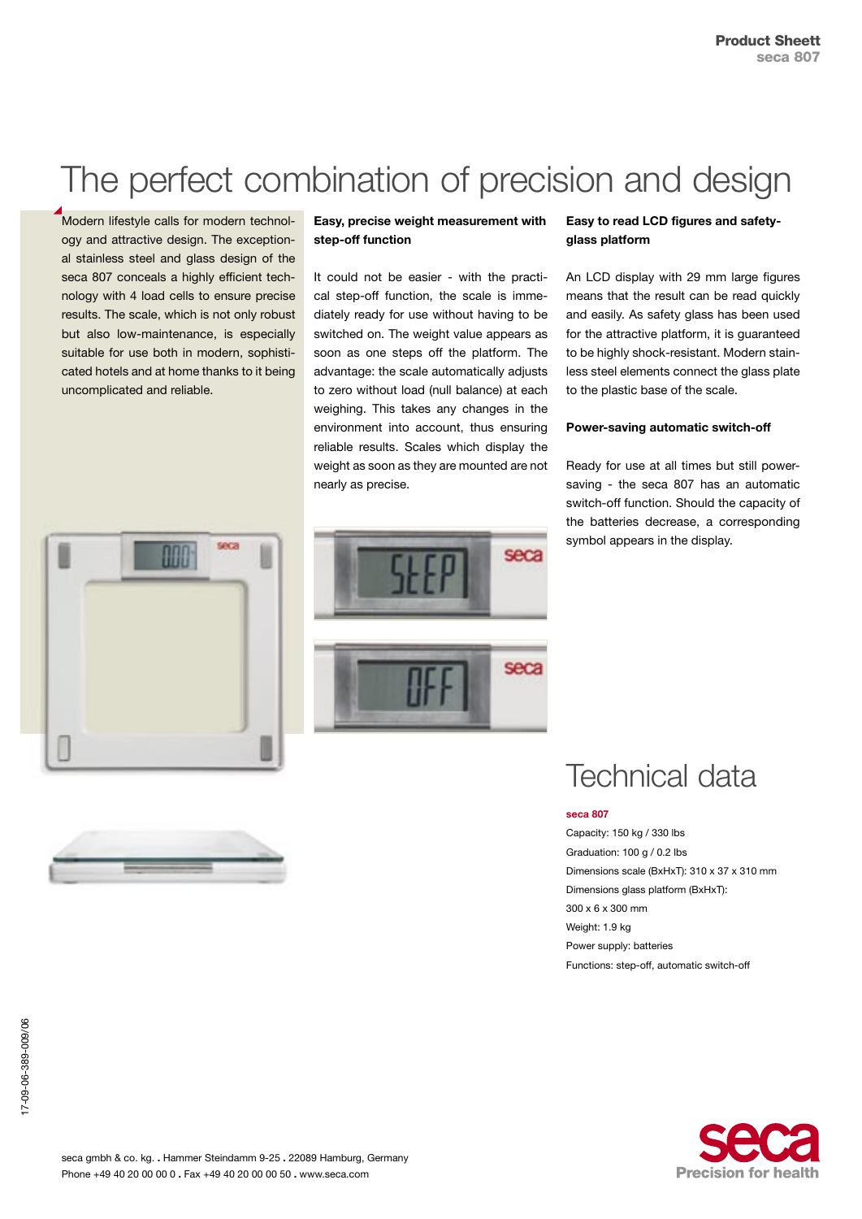# The perfect combination of precision and design

Modern lifestyle calls for modern technology and attractive design. The exceptional stainless steel and glass design of the seca 807 conceals a highly efficient technology with 4 load cells to ensure precise results. The scale, which is not only robust but also low-maintenance, is especially suitable for use both in modern, sophisticated hotels and at home thanks to it being uncomplicated and reliable.

**Easy, precise weight measurement with step-off function**

It could not be easier - with the practical step-off function, the scale is immediately ready for use without having to be switched on. The weight value appears as soon as one steps off the platform. The advantage: the scale automatically adjusts to zero without load (null balance) at each weighing. This takes any changes in the environment into account, thus ensuring reliable results. Scales which display the weight as soon as they are mounted are not nearly as precise.

**Easy to read LCD figures and safety-glass platform**

An LCD display with 29 mm large figures means that the result can be read quickly and easily. As safety glass has been used for the attractive platform, it is guaranteed to be highly shock-resistant. Modern stainless steel elements connect the glass plate to the plastic base of the scale.

**Power-saving automatic switch-off**

Ready for use at all times but still power-saving - the seca 807 has an automatic switch-off function. Should the capacity of the batteries decrease, a corresponding symbol appears in the display.

## Technical data

**seca 807**

Capacity: 150 kg / 330 lbs
Graduation: 100 g / 0.2 lbs
Dimensions scale (BxHxT): 310 x 37 x 310 mm
Dimensions glass platform (BxHxT):
300 x 6 x 300 mm
Weight: 1.9 kg
Power supply: batteries
Functions: step-off, automatic switch-off

17-09-06-389-009/06

seca gmbh & co. kg. . Hammer Steindamm 9-25 . 22089 Hamburg, Germany
Phone +49 40 20 00 00 0 . Fax +49 40 20 00 00 50 . www.seca.com

seca
Precision for health